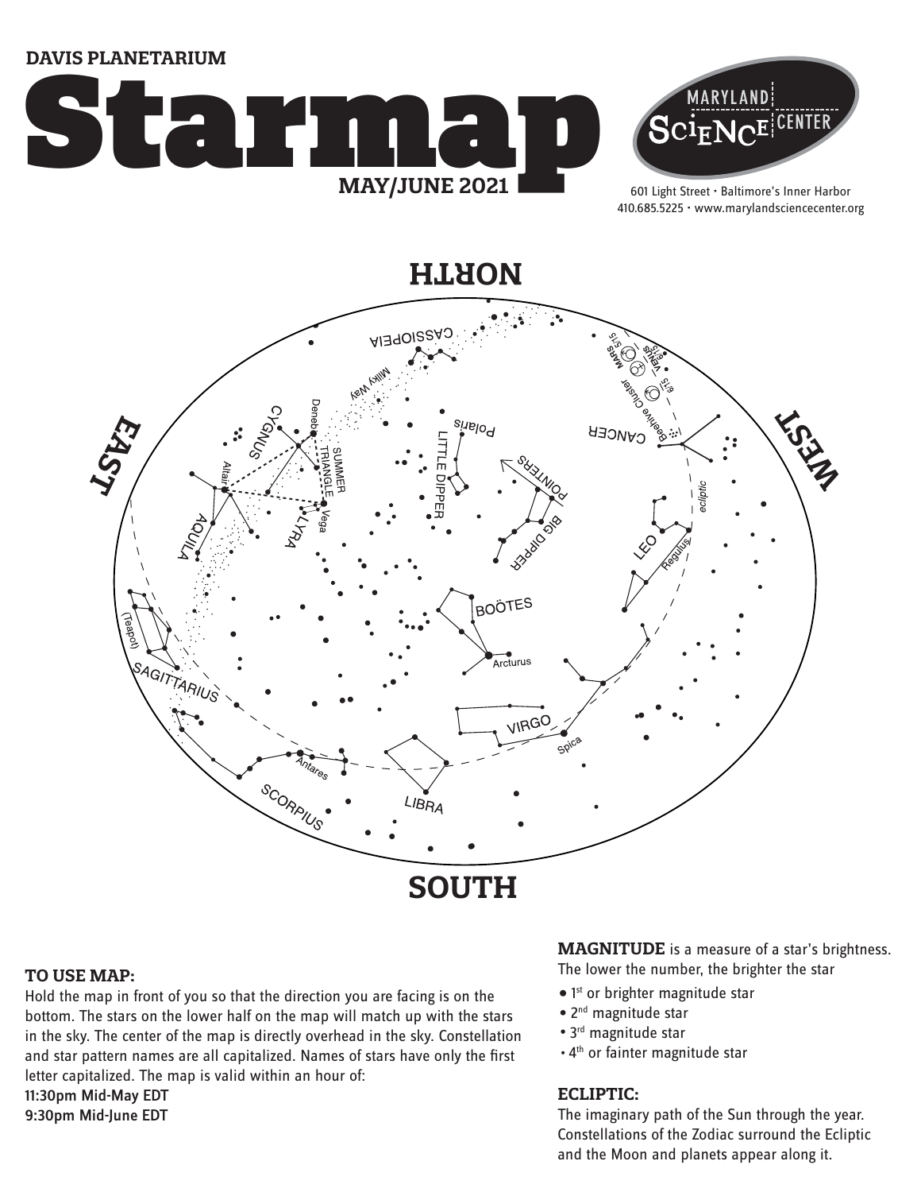**DAVIS PLANETARIUM**

# Starmap

**MAY/JUNE 2021**

MARYLAND SCIENCE CENTER

601 Light Street • Baltimore's Inner Harbor
410.685.5225 • www.marylandsciencecenter.org

NORTH

EAST

WEST

SOUTH

CASSIOPEIA

Milky Way

MARS 5/15

VENUS 5/15

6/15

6/15

Beehive Cluster

CANCER

CYGNUS

Deneb

SUMMER TRIANGLE

Polaris

LITTLE DIPPER

POINTERS

Altair

Vega

LYRA

BIG DIPPER

ecliptic

AQUILA

LEO

Regulus

BOÖTES

(Teapot)

Arcturus

SAGITTARIUS

VIRGO

Spica

Antares

SCORPIUS

LIBRA

## TO USE MAP:

Hold the map in front of you so that the direction you are facing is on the bottom. The stars on the lower half on the map will match up with the stars in the sky. The center of the map is directly overhead in the sky. Constellation and star pattern names are all capitalized. Names of stars have only the first letter capitalized. The map is valid within an hour of:

11:30pm Mid-May EDT
9:30pm Mid-June EDT

**MAGNITUDE** is a measure of a star's brightness. The lower the number, the brighter the star

- 1st or brighter magnitude star
- 2nd magnitude star
- 3rd magnitude star
- 4th or fainter magnitude star

## ECLIPTIC:

The imaginary path of the Sun through the year. Constellations of the Zodiac surround the Ecliptic and the Moon and planets appear along it.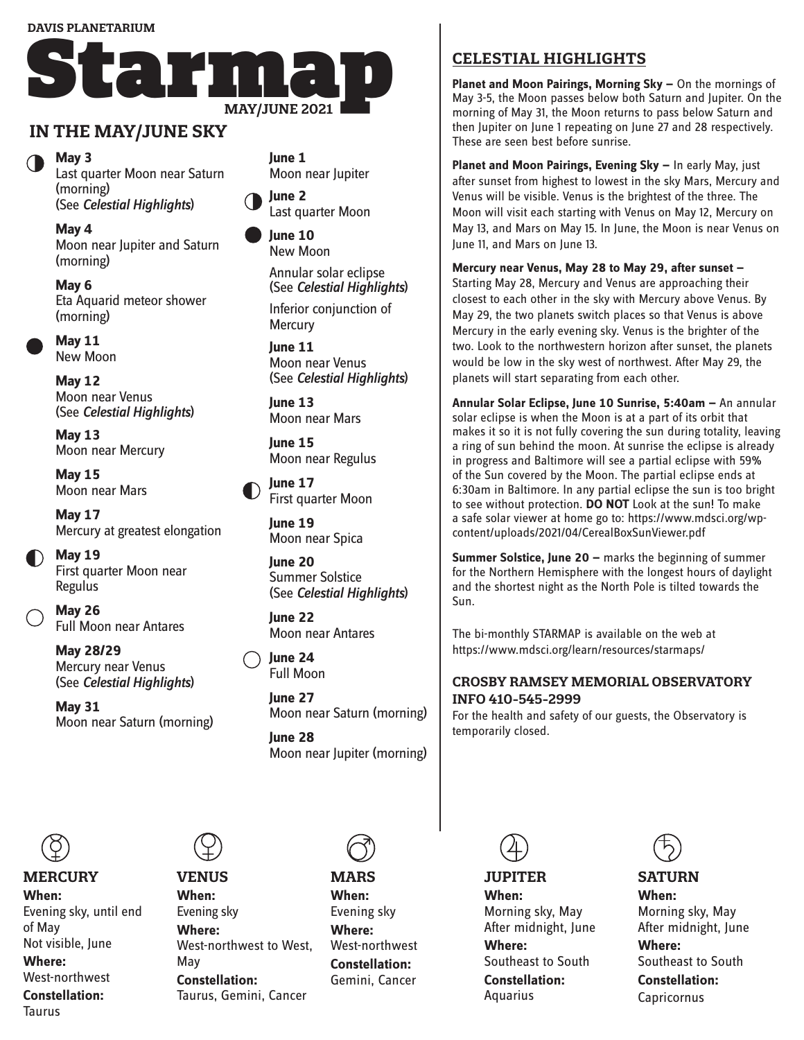DAVIS PLANETARIUM

# Starmap

MAY/JUNE 2021

## IN THE MAY/JUNE SKY

**May 3**
Last quarter Moon near Saturn (morning)
(See *Celestial Highlights*)

**May 4**
Moon near Jupiter and Saturn (morning)

**May 6**
Eta Aquarid meteor shower (morning)

**May 11**
New Moon

**May 12**
Moon near Venus
(See *Celestial Highlights*)

**May 13**
Moon near Mercury

**May 15**
Moon near Mars

**May 17**
Mercury at greatest elongation

**May 19**
First quarter Moon near Regulus

**May 26**
Full Moon near Antares

**May 28/29**
Mercury near Venus
(See *Celestial Highlights*)

**May 31**
Moon near Saturn (morning)

**June 1**
Moon near Jupiter

**June 2**
Last quarter Moon

**June 10**
New Moon

Annular solar eclipse
(See *Celestial Highlights*)

Inferior conjunction of Mercury

**June 11**
Moon near Venus
(See *Celestial Highlights*)

**June 13**
Moon near Mars

**June 15**
Moon near Regulus

**June 17**
First quarter Moon

**June 19**
Moon near Spica

**June 20**
Summer Solstice
(See *Celestial Highlights*)

**June 22**
Moon near Antares

**June 24**
Full Moon

**June 27**
Moon near Saturn (morning)

**June 28**
Moon near Jupiter (morning)

## CELESTIAL HIGHLIGHTS

**Planet and Moon Pairings, Morning Sky –** On the mornings of May 3-5, the Moon passes below both Saturn and Jupiter. On the morning of May 31, the Moon returns to pass below Saturn and then Jupiter on June 1 repeating on June 27 and 28 respectively. These are seen best before sunrise.

**Planet and Moon Pairings, Evening Sky –** In early May, just after sunset from highest to lowest in the sky Mars, Mercury and Venus will be visible. Venus is the brightest of the three. The Moon will visit each starting with Venus on May 12, Mercury on May 13, and Mars on May 15. In June, the Moon is near Venus on June 11, and Mars on June 13.

**Mercury near Venus, May 28 to May 29, after sunset –** Starting May 28, Mercury and Venus are approaching their closest to each other in the sky with Mercury above Venus. By May 29, the two planets switch places so that Venus is above Mercury in the early evening sky. Venus is the brighter of the two. Look to the northwestern horizon after sunset, the planets would be low in the sky west of northwest. After May 29, the planets will start separating from each other.

**Annular Solar Eclipse, June 10 Sunrise, 5:40am –** An annular solar eclipse is when the Moon is at a part of its orbit that makes it so it is not fully covering the sun during totality, leaving a ring of sun behind the moon. At sunrise the eclipse is already in progress and Baltimore will see a partial eclipse with 59% of the Sun covered by the Moon. The partial eclipse ends at 6:30am in Baltimore. In any partial eclipse the sun is too bright to see without protection. **DO NOT** Look at the sun! To make a safe solar viewer at home go to: https://www.mdsci.org/wp-content/uploads/2021/04/CerealBoxSunViewer.pdf

**Summer Solstice, June 20 –** marks the beginning of summer for the Northern Hemisphere with the longest hours of daylight and the shortest night as the North Pole is tilted towards the Sun.

The bi-monthly STARMAP is available on the web at https://www.mdsci.org/learn/resources/starmaps/

### CROSBY RAMSEY MEMORIAL OBSERVATORY INFO 410-545-2999

For the health and safety of our guests, the Observatory is temporarily closed.

### MERCURY

**When:**
Evening sky, until end of May
Not visible, June

**Where:**
West-northwest

**Constellation:**
Taurus

### VENUS

**When:**
Evening sky

**Where:**
West-northwest to West, May

**Constellation:**
Taurus, Gemini, Cancer

### MARS

**When:**
Evening sky

**Where:**
West-northwest

**Constellation:**
Gemini, Cancer

### JUPITER

**When:**
Morning sky, May
After midnight, June

**Where:**
Southeast to South

**Constellation:**
Aquarius

### SATURN

**When:**
Morning sky, May
After midnight, June

**Where:**
Southeast to South

**Constellation:**
Capricornus